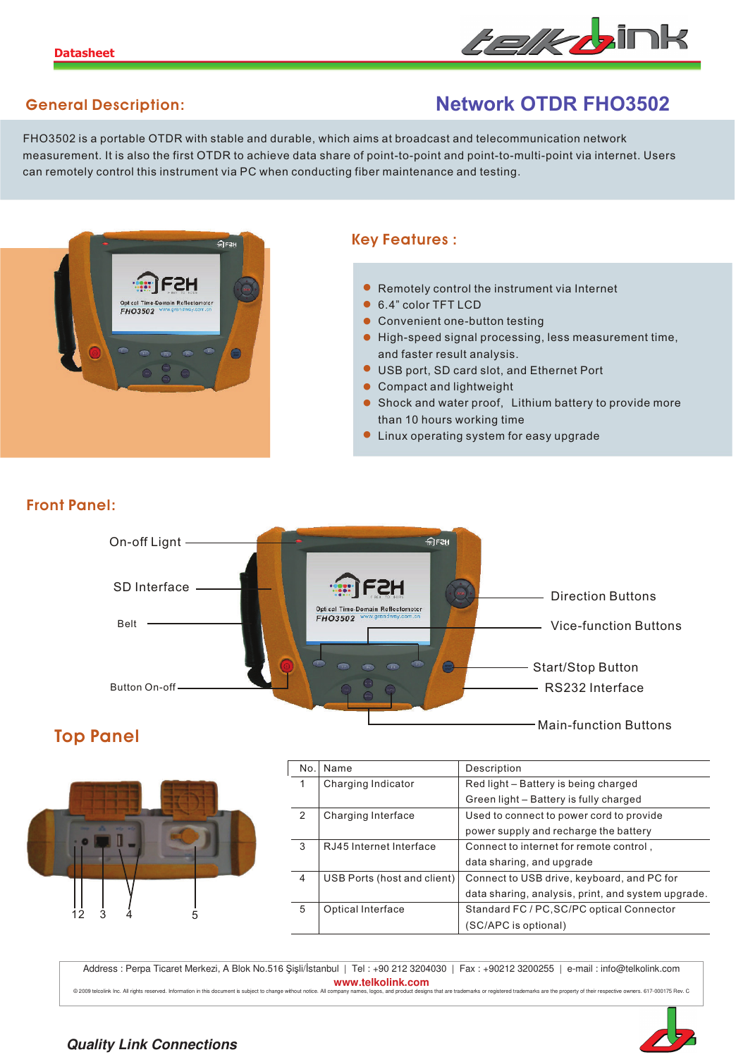Datasheet

## General Description:

# Network OTDR FHO3502

FHO3502 is a portable OTDR with stable and durable, which aims at broadcast and telecommunication network measurement. It is also the first OTDR to achieve data share of point-to-point and point-to-multi-point via internet. Users can remotely control this instrument via PC when conducting fiber maintenance and testing.

## Key Features :

- Remotely control the instrument via Internet
- 6.4" color TFT LCD
- Convenient one-button testing
- High-speed signal processing, less measurement time, and faster result analysis.
- USB port, SD card slot, and Ethernet Port
- Compact and lightweight
- Shock and water proof, Lithium battery to provide more than 10 hours working time
- Linux operating system for easy upgrade

## Front Panel:

On-off Lignt

SD Interface

Belt

Button On-off

Direction Buttons

Vice-function Buttons

Start/Stop Button

RS232 Interface

Main-function Buttons

## Top Panel

1 2 3 4 5

| No. | Name | Description |
|---|---|---|
| 1 | Charging Indicator | Red light – Battery is being charged<br>Green light – Battery is fully charged |
| 2 | Charging Interface | Used to connect to power cord to provide power supply and recharge the battery |
| 3 | RJ45 Internet Interface | Connect to internet for remote control , data sharing, and upgrade |
| 4 | USB Ports (host and client) | Connect to USB drive, keyboard, and PC for data sharing, analysis, print, and system upgrade. |
| 5 | Optical Interface | Standard FC / PC,SC/PC optical Connector (SC/APC is optional) |

Address : Perpa Ticaret Merkezi, A Blok No.516 Şişli/İstanbul | Tel : +90 212 3204030 | Fax : +90212 3200255 | e-mail : info@telkolink.com

www.telkolink.com

© 2009 telcolink Inc. All rights reserved. Information in this document is subject to change without notice. All company names, logos, and product designs that are trademarks or registered trademarks are the property of their respective owners. 617-000175 Rev. C

*Quality Link Connections*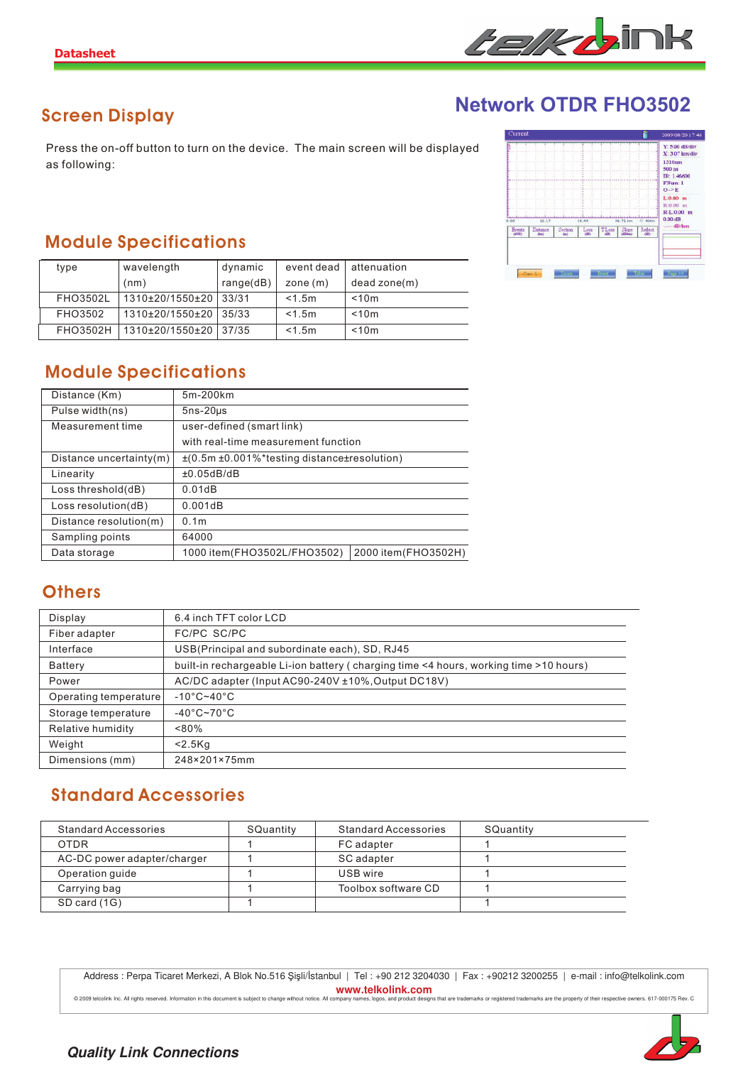# Network OTDR FHO3502

## Screen Display

Press the on-off button to turn on the device. The main screen will be displayed as following:

Current
2009/08/20 17:46
Y: 5.00 dB/div
X: 3.07 km/div
1310nm
500 ns
IR: 1.46600
FNum: 1
O->E
L:0.00 m
R:0.00 m
R-L:0.00 m
0.00 dB
dB/km
0.00
12.17
14.44
36.71 km
40nm
Events
Distance
Section
Loss
T.Loss
Slope
Reflect

## Module Specifications

| type | wavelength (nm) | dynamic range(dB) | event dead zone (m) | attenuation dead zone(m) |
|---|---|---|---|---|
| FHO3502L | 1310±20/1550±20 | 33/31 | <1.5m | <10m |
| FHO3502 | 1310±20/1550±20 | 35/33 | <1.5m | <10m |
| FHO3502H | 1310±20/1550±20 | 37/35 | <1.5m | <10m |

## Module Specifications

| | | |
|---|---|---|
| Distance (Km) | 5m-200km | |
| Pulse width(ns) | 5ns-20μs | |
| Measurement time | user-defined (smart link) with real-time measurement function | |
| Distance uncertainty(m) | ±(0.5m ±0.001%*testing distance±resolution) | |
| Linearity | ±0.05dB/dB | |
| Loss threshold(dB) | 0.01dB | |
| Loss resolution(dB) | 0.001dB | |
| Distance resolution(m) | 0.1m | |
| Sampling points | 64000 | |
| Data storage | 1000 item(FHO3502L/FHO3502) | 2000 item(FHO3502H) |

## Others

| | |
|---|---|
| Display | 6.4 inch TFT color LCD |
| Fiber adapter | FC/PC SC/PC |
| Interface | USB(Principal and subordinate each), SD, RJ45 |
| Battery | built-in rechargeable Li-ion battery ( charging time <4 hours, working time >10 hours) |
| Power | AC/DC adapter (Input AC90-240V ±10%,Output DC18V) |
| Operating temperature | -10°C~40°C |
| Storage temperature | -40°C~70°C |
| Relative humidity | <80% |
| Weight | <2.5Kg |
| Dimensions (mm) | 248×201×75mm |

## Standard Accessories

| Standard Accessories | SQuantity | Standard Accessories | SQuantity |
|---|---|---|---|
| OTDR | 1 | FC adapter | 1 |
| AC-DC power adapter/charger | 1 | SC adapter | 1 |
| Operation guide | 1 | USB wire | 1 |
| Carrying bag | 1 | Toolbox software CD | 1 |
| SD card (1G) | 1 | | 1 |

Address : Perpa Ticaret Merkezi, A Blok No.516 Şişli/İstanbul | Tel : +90 212 3204030 | Fax : +90212 3200255 | e-mail : info@telkolink.com

www.telkolink.com

© 2009 telcolink Inc. All rights reserved. Information in this document is subject to change without notice. All company names, logos, and product designs that are trademarks or registered trademarks are the property of their respective owners. 617-000175 Rev. C

*Quality Link Connections*